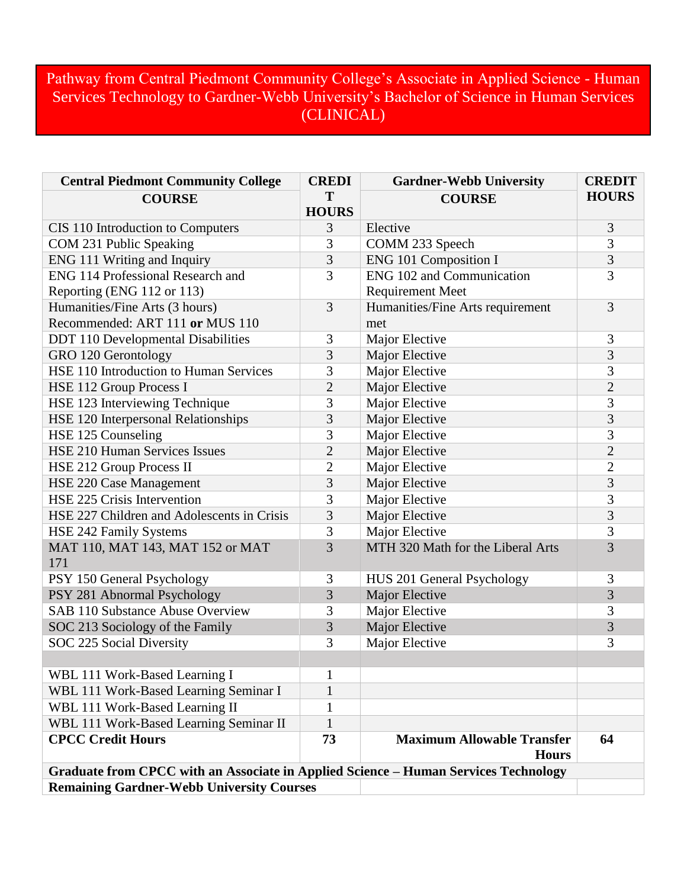# Pathway from Central Piedmont Community College's Associate in Applied Science - Human Services Technology to Gardner-Webb University's Bachelor of Science in Human Services (CLINICAL)

| Central Piedmont Community College COURSE | CREDIT HOURS | Gardner-Webb University COURSE | CREDIT HOURS |
|---|---|---|---|
| CIS 110 Introduction to Computers | 3 | Elective | 3 |
| COM 231 Public Speaking | 3 | COMM 233 Speech | 3 |
| ENG 111 Writing and Inquiry | 3 | ENG 101 Composition I | 3 |
| ENG 114 Professional Research and Reporting (ENG 112 or 113) | 3 | ENG 102 and Communication Requirement Meet | 3 |
| Humanities/Fine Arts (3 hours) Recommended: ART 111 **or** MUS 110 | 3 | Humanities/Fine Arts requirement met | 3 |
| DDT 110 Developmental Disabilities | 3 | Major Elective | 3 |
| GRO 120 Gerontology | 3 | Major Elective | 3 |
| HSE 110 Introduction to Human Services | 3 | Major Elective | 3 |
| HSE 112 Group Process I | 2 | Major Elective | 2 |
| HSE 123 Interviewing Technique | 3 | Major Elective | 3 |
| HSE 120 Interpersonal Relationships | 3 | Major Elective | 3 |
| HSE 125 Counseling | 3 | Major Elective | 3 |
| HSE 210 Human Services Issues | 2 | Major Elective | 2 |
| HSE 212 Group Process II | 2 | Major Elective | 2 |
| HSE 220 Case Management | 3 | Major Elective | 3 |
| HSE 225 Crisis Intervention | 3 | Major Elective | 3 |
| HSE 227 Children and Adolescents in Crisis | 3 | Major Elective | 3 |
| HSE 242 Family Systems | 3 | Major Elective | 3 |
| MAT 110, MAT 143, MAT 152 or MAT 171 | 3 | MTH 320 Math for the Liberal Arts | 3 |
| PSY 150 General Psychology | 3 | HUS 201 General Psychology | 3 |
| PSY 281 Abnormal Psychology | 3 | Major Elective | 3 |
| SAB 110 Substance Abuse Overview | 3 | Major Elective | 3 |
| SOC 213 Sociology of the Family | 3 | Major Elective | 3 |
| SOC 225 Social Diversity | 3 | Major Elective | 3 |
| | | | |
| WBL 111 Work-Based Learning I | 1 | | |
| WBL 111 Work-Based Learning Seminar I | 1 | | |
| WBL 111 Work-Based Learning II | 1 | | |
| WBL 111 Work-Based Learning Seminar II | 1 | | |
| **CPCC Credit Hours** | **73** | **Maximum Allowable Transfer Hours** | **64** |
| **Graduate from CPCC with an Associate in Applied Science – Human Services Technology** | | | |
| **Remaining Gardner-Webb University Courses** | | | |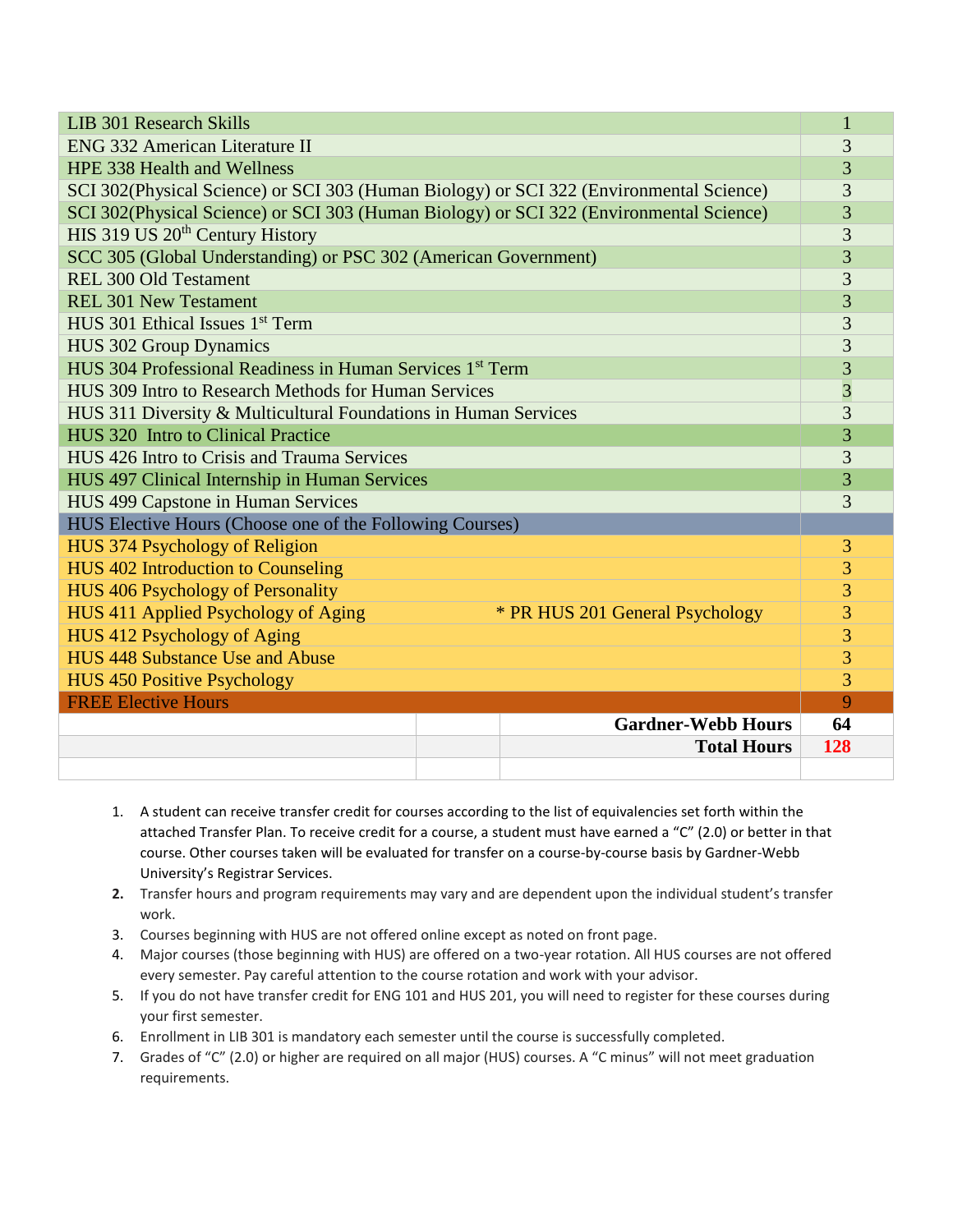| Course | Hours |
|---|---|
| LIB 301 Research Skills | 1 |
| ENG 332 American Literature II | 3 |
| HPE 338 Health and Wellness | 3 |
| SCI 302(Physical Science) or SCI 303 (Human Biology) or SCI 322 (Environmental Science) | 3 |
| SCI 302(Physical Science) or SCI 303 (Human Biology) or SCI 322 (Environmental Science) | 3 |
| HIS 319 US 20th Century History | 3 |
| SCC 305 (Global Understanding) or PSC 302 (American Government) | 3 |
| REL 300 Old Testament | 3 |
| REL 301 New Testament | 3 |
| HUS 301 Ethical Issues 1st Term | 3 |
| HUS 302 Group Dynamics | 3 |
| HUS 304 Professional Readiness in Human Services 1st Term | 3 |
| HUS 309 Intro to Research Methods for Human Services | 3 |
| HUS 311 Diversity & Multicultural Foundations in Human Services | 3 |
| HUS 320 Intro to Clinical Practice | 3 |
| HUS 426 Intro to Crisis and Trauma Services | 3 |
| HUS 497 Clinical Internship in Human Services | 3 |
| HUS 499 Capstone in Human Services | 3 |
| HUS Elective Hours (Choose one of the Following Courses) | |
| HUS 374 Psychology of Religion | 3 |
| HUS 402 Introduction to Counseling | 3 |
| HUS 406 Psychology of Personality | 3 |
| HUS 411 Applied Psychology of Aging * PR HUS 201 General Psychology | 3 |
| HUS 412 Psychology of Aging | 3 |
| HUS 448 Substance Use and Abuse | 3 |
| HUS 450 Positive Psychology | 3 |
| FREE Elective Hours | 9 |
| **Gardner-Webb Hours** | **64** |
| **Total Hours** | **128** |

1. A student can receive transfer credit for courses according to the list of equivalencies set forth within the attached Transfer Plan. To receive credit for a course, a student must have earned a "C" (2.0) or better in that course. Other courses taken will be evaluated for transfer on a course-by-course basis by Gardner-Webb University's Registrar Services.
2. Transfer hours and program requirements may vary and are dependent upon the individual student's transfer work.
3. Courses beginning with HUS are not offered online except as noted on front page.
4. Major courses (those beginning with HUS) are offered on a two-year rotation. All HUS courses are not offered every semester. Pay careful attention to the course rotation and work with your advisor.
5. If you do not have transfer credit for ENG 101 and HUS 201, you will need to register for these courses during your first semester.
6. Enrollment in LIB 301 is mandatory each semester until the course is successfully completed.
7. Grades of "C" (2.0) or higher are required on all major (HUS) courses. A "C minus" will not meet graduation requirements.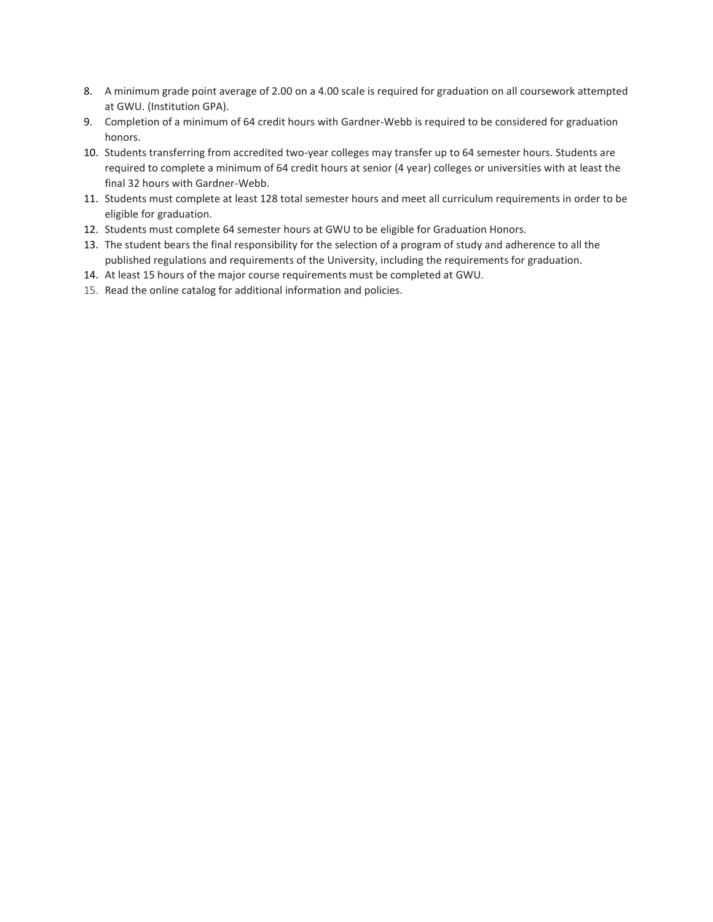8. A minimum grade point average of 2.00 on a 4.00 scale is required for graduation on all coursework attempted at GWU. (Institution GPA).
9. Completion of a minimum of 64 credit hours with Gardner-Webb is required to be considered for graduation honors.
10. Students transferring from accredited two-year colleges may transfer up to 64 semester hours. Students are required to complete a minimum of 64 credit hours at senior (4 year) colleges or universities with at least the final 32 hours with Gardner-Webb.
11. Students must complete at least 128 total semester hours and meet all curriculum requirements in order to be eligible for graduation.
12. Students must complete 64 semester hours at GWU to be eligible for Graduation Honors.
13. The student bears the final responsibility for the selection of a program of study and adherence to all the published regulations and requirements of the University, including the requirements for graduation.
14. At least 15 hours of the major course requirements must be completed at GWU.
15. Read the online catalog for additional information and policies.